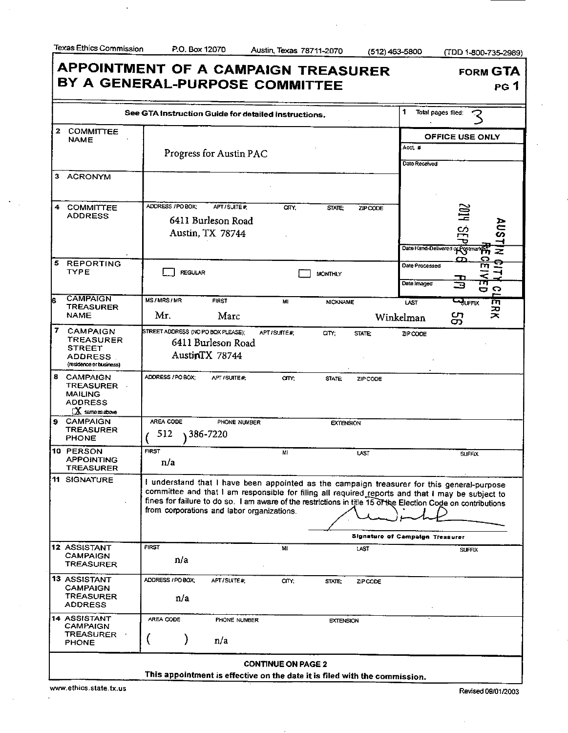Texas Ethics Commission    P.O. Box 12070    Austin, Texas 78711-2070    (512) 463-5800    (TDD 1-800-735-2989)

# APPOINTMENT OF A CAMPAIGN TREASURER BY A GENERAL-PURPOSE COMMITTEE

**FORM GTA**
**PG 1**

See GTA Instruction Guide for detailed instructions.

| | | |
|---|---|---|
| 1 | Total pages filed: | 3 |

**OFFICE USE ONLY**

Acct. #

Date Received

Date Hand-Delivered or Postmarked: AUSTIN CITY CLERK RECEIVED 2014 SEP 28 AM 9 55

Date Processed

Date Imaged

| Item | Field | Entry |
|---|---|---|
| 2 | COMMITTEE NAME | Progress for Austin PAC |
| 3 | ACRONYM | |
| 4 | COMMITTEE ADDRESS (ADDRESS / PO BOX; APT / SUITE #; CITY; STATE; ZIP CODE) | 6411 Burleson Road, Austin, TX 78744 |
| 5 | REPORTING TYPE | ☐ REGULAR ☐ MONTHLY |
| 6 | CAMPAIGN TREASURER NAME (MS / MRS / MR; FIRST; MI; NICKNAME; LAST; SUFFIX) | Mr. Marc Winkelman |
| 7 | CAMPAIGN TREASURER STREET ADDRESS (residence or business) (STREET ADDRESS (NO PO BOX PLEASE); APT / SUITE #; CITY; STATE; ZIP CODE) | 6411 Burleson Road, AustinTX 78744 |
| 8 | CAMPAIGN TREASURER MAILING ADDRESS (ADDRESS / PO BOX; APT / SUITE #; CITY; STATE; ZIP CODE) | [X] same as above |
| 9 | CAMPAIGN TREASURER PHONE (AREA CODE; PHONE NUMBER; EXTENSION) | (512) 386-7220 |
| 10 | PERSON APPOINTING TREASURER (FIRST; MI; LAST; SUFFIX) | n/a |
| 11 | SIGNATURE | I understand that I have been appointed as the campaign treasurer for this general-purpose committee and that I am responsible for filing all required reports and that I may be subject to fines for failure to do so. I am aware of the restrictions in title 15 of the Election Code on contributions from corporations and labor organizations. [signature] Signature of Campaign Treasurer |
| 12 | ASSISTANT CAMPAIGN TREASURER (FIRST; MI; LAST; SUFFIX) | n/a |
| 13 | ASSISTANT CAMPAIGN TREASURER ADDRESS (ADDRESS / PO BOX; APT / SUITE #; CITY; STATE; ZIP CODE) | n/a |
| 14 | ASSISTANT CAMPAIGN TREASURER PHONE (AREA CODE; PHONE NUMBER; EXTENSION) | ( ) n/a |

**CONTINUE ON PAGE 2**

**This appointment is effective on the date it is filed with the commission.**

www.ethics.state.tx.us    Revised 09/01/2003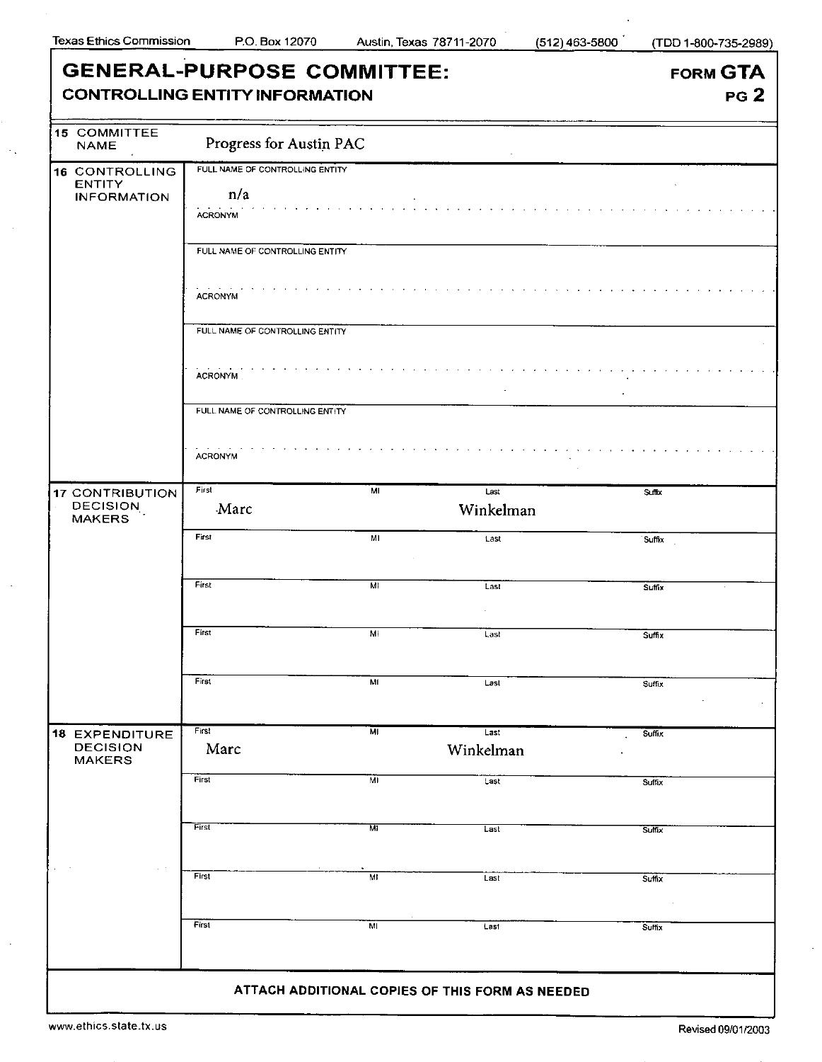Texas Ethics Commission P.O. Box 12070 Austin, Texas 78711-2070 (512) 463-5800 (TDD 1-800-735-2989)

# GENERAL-PURPOSE COMMITTEE:
## CONTROLLING ENTITY INFORMATION

**FORM GTA PG 2**

**15 COMMITTEE NAME**

Progress for Austin PAC

**16 CONTROLLING ENTITY INFORMATION**

| FULL NAME OF CONTROLLING ENTITY | ACRONYM |
|---|---|
| n/a | |
| | |
| | |
| | |

**17 CONTRIBUTION DECISION MAKERS**

| First | MI | Last | Suffix |
|---|---|---|---|
| Marc | | Winkelman | |
| | | | |
| | | | |
| | | | |
| | | | |

**18 EXPENDITURE DECISION MAKERS**

| First | MI | Last | Suffix |
|---|---|---|---|
| Marc | | Winkelman | |
| | | | |
| | | | |
| | | | |
| | | | |

**ATTACH ADDITIONAL COPIES OF THIS FORM AS NEEDED**

www.ethics.state.tx.us Revised 09/01/2003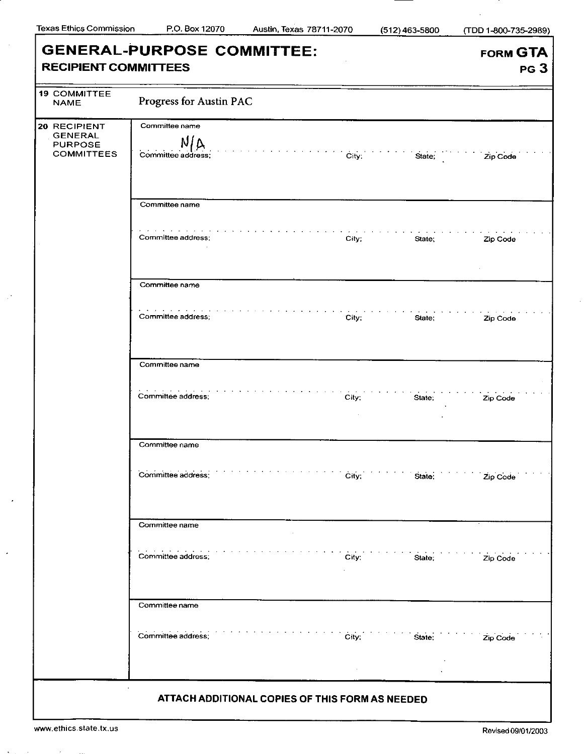Texas Ethics Commission P.O. Box 12070 Austin, Texas 78711-2070 (512) 463-5800 (TDD 1-800-735-2989)

# GENERAL-PURPOSE COMMITTEE: RECIPIENT COMMITTEES

**FORM GTA**
**PG 3**

| | |
|---|---|
| **19** COMMITTEE NAME | Progress for Austin PAC |
| **20** RECIPIENT GENERAL PURPOSE COMMITTEES | Committee name: N/A<br>Committee address; City; State; Zip Code |
| | Committee name<br>Committee address; City; State; Zip Code |
| | Committee name<br>Committee address; City; State; Zip Code |
| | Committee name<br>Committee address; City; State; Zip Code |
| | Committee name<br>Committee address; City; State; Zip Code |
| | Committee name<br>Committee address; City; State; Zip Code |
| | Committee name<br>Committee address; City; State; Zip Code |

**ATTACH ADDITIONAL COPIES OF THIS FORM AS NEEDED**

www.ethics.state.tx.us Revised 09/01/2003